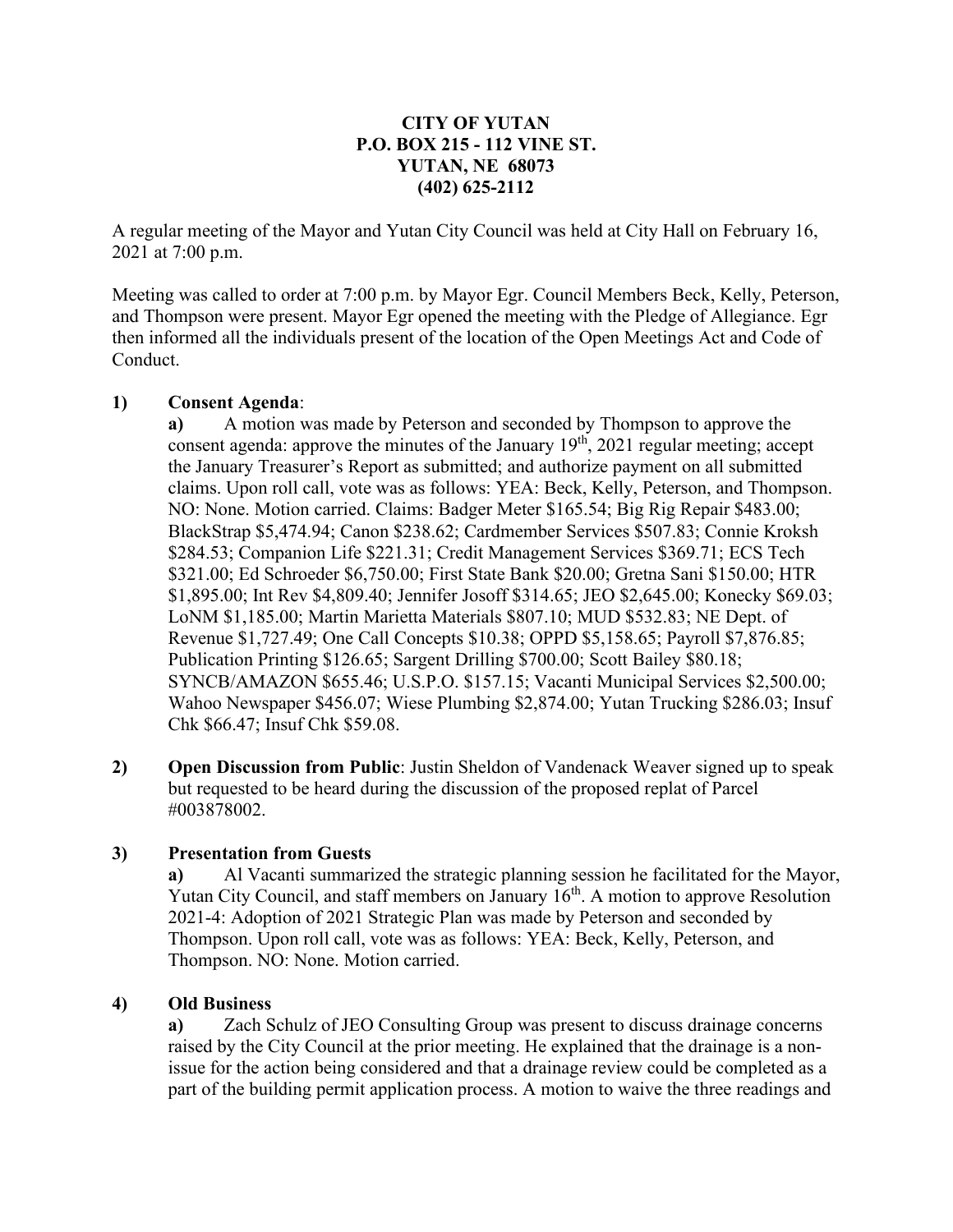**CITY OF YUTAN**
**P.O. BOX 215 - 112 VINE ST.**
**YUTAN, NE 68073**
**(402) 625-2112**

A regular meeting of the Mayor and Yutan City Council was held at City Hall on February 16, 2021 at 7:00 p.m.

Meeting was called to order at 7:00 p.m. by Mayor Egr. Council Members Beck, Kelly, Peterson, and Thompson were present. Mayor Egr opened the meeting with the Pledge of Allegiance. Egr then informed all the individuals present of the location of the Open Meetings Act and Code of Conduct.

**1) Consent Agenda**:

**a)** A motion was made by Peterson and seconded by Thompson to approve the consent agenda: approve the minutes of the January 19th, 2021 regular meeting; accept the January Treasurer's Report as submitted; and authorize payment on all submitted claims. Upon roll call, vote was as follows: YEA: Beck, Kelly, Peterson, and Thompson. NO: None. Motion carried. Claims: Badger Meter $165.54; Big Rig Repair $483.00; BlackStrap $5,474.94; Canon $238.62; Cardmember Services $507.83; Connie Kroksh $284.53; Companion Life $221.31; Credit Management Services $369.71; ECS Tech $321.00; Ed Schroeder $6,750.00; First State Bank $20.00; Gretna Sani $150.00; HTR $1,895.00; Int Rev $4,809.40; Jennifer Josoff $314.65; JEO $2,645.00; Konecky $69.03; LoNM $1,185.00; Martin Marietta Materials $807.10; MUD $532.83; NE Dept. of Revenue $1,727.49; One Call Concepts $10.38; OPPD $5,158.65; Payroll $7,876.85; Publication Printing $126.65; Sargent Drilling $700.00; Scott Bailey $80.18; SYNCB/AMAZON $655.46; U.S.P.O. $157.15; Vacanti Municipal Services $2,500.00; Wahoo Newspaper $456.07; Wiese Plumbing $2,874.00; Yutan Trucking $286.03; Insuf Chk $66.47; Insuf Chk $59.08.

**2) Open Discussion from Public**: Justin Sheldon of Vandenack Weaver signed up to speak but requested to be heard during the discussion of the proposed replat of Parcel #003878002.

**3) Presentation from Guests**

**a)** Al Vacanti summarized the strategic planning session he facilitated for the Mayor, Yutan City Council, and staff members on January 16th. A motion to approve Resolution 2021-4: Adoption of 2021 Strategic Plan was made by Peterson and seconded by Thompson. Upon roll call, vote was as follows: YEA: Beck, Kelly, Peterson, and Thompson. NO: None. Motion carried.

**4) Old Business**

**a)** Zach Schulz of JEO Consulting Group was present to discuss drainage concerns raised by the City Council at the prior meeting. He explained that the drainage is a non-issue for the action being considered and that a drainage review could be completed as a part of the building permit application process. A motion to waive the three readings and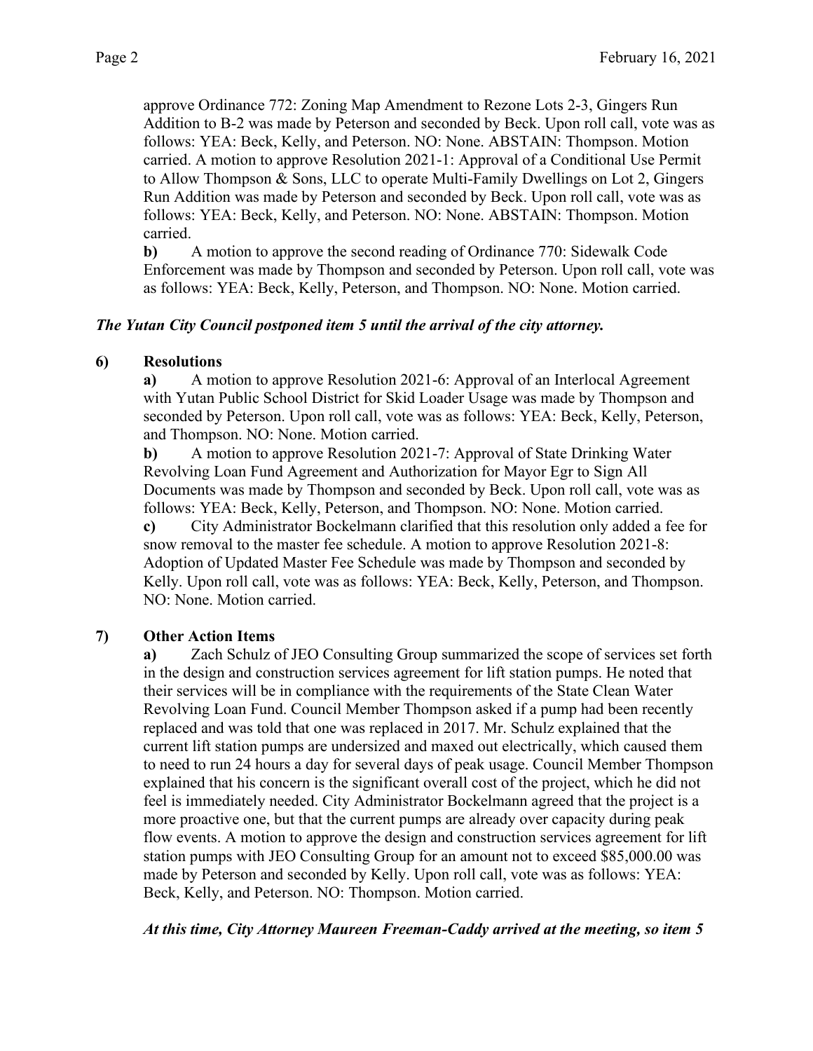approve Ordinance 772: Zoning Map Amendment to Rezone Lots 2-3, Gingers Run Addition to B-2 was made by Peterson and seconded by Beck. Upon roll call, vote was as follows: YEA: Beck, Kelly, and Peterson. NO: None. ABSTAIN: Thompson. Motion carried. A motion to approve Resolution 2021-1: Approval of a Conditional Use Permit to Allow Thompson & Sons, LLC to operate Multi-Family Dwellings on Lot 2, Gingers Run Addition was made by Peterson and seconded by Beck. Upon roll call, vote was as follows: YEA: Beck, Kelly, and Peterson. NO: None. ABSTAIN: Thompson. Motion carried.

**b)** A motion to approve the second reading of Ordinance 770: Sidewalk Code Enforcement was made by Thompson and seconded by Peterson. Upon roll call, vote was as follows: YEA: Beck, Kelly, Peterson, and Thompson. NO: None. Motion carried.

***The Yutan City Council postponed item 5 until the arrival of the city attorney.***

## 6) Resolutions

**a)** A motion to approve Resolution 2021-6: Approval of an Interlocal Agreement with Yutan Public School District for Skid Loader Usage was made by Thompson and seconded by Peterson. Upon roll call, vote was as follows: YEA: Beck, Kelly, Peterson, and Thompson. NO: None. Motion carried.

**b)** A motion to approve Resolution 2021-7: Approval of State Drinking Water Revolving Loan Fund Agreement and Authorization for Mayor Egr to Sign All Documents was made by Thompson and seconded by Beck. Upon roll call, vote was as follows: YEA: Beck, Kelly, Peterson, and Thompson. NO: None. Motion carried.

**c)** City Administrator Bockelmann clarified that this resolution only added a fee for snow removal to the master fee schedule. A motion to approve Resolution 2021-8: Adoption of Updated Master Fee Schedule was made by Thompson and seconded by Kelly. Upon roll call, vote was as follows: YEA: Beck, Kelly, Peterson, and Thompson. NO: None. Motion carried.

## 7) Other Action Items

**a)** Zach Schulz of JEO Consulting Group summarized the scope of services set forth in the design and construction services agreement for lift station pumps. He noted that their services will be in compliance with the requirements of the State Clean Water Revolving Loan Fund. Council Member Thompson asked if a pump had been recently replaced and was told that one was replaced in 2017. Mr. Schulz explained that the current lift station pumps are undersized and maxed out electrically, which caused them to need to run 24 hours a day for several days of peak usage. Council Member Thompson explained that his concern is the significant overall cost of the project, which he did not feel is immediately needed. City Administrator Bockelmann agreed that the project is a more proactive one, but that the current pumps are already over capacity during peak flow events. A motion to approve the design and construction services agreement for lift station pumps with JEO Consulting Group for an amount not to exceed $85,000.00 was made by Peterson and seconded by Kelly. Upon roll call, vote was as follows: YEA: Beck, Kelly, and Peterson. NO: Thompson. Motion carried.

***At this time, City Attorney Maureen Freeman-Caddy arrived at the meeting, so item 5***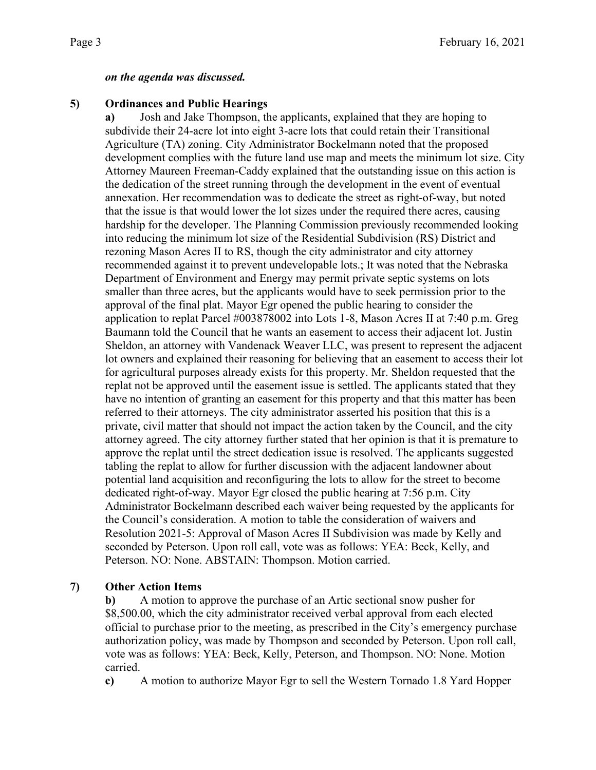***on the agenda was discussed.***

**5) Ordinances and Public Hearings**

**a)** Josh and Jake Thompson, the applicants, explained that they are hoping to subdivide their 24-acre lot into eight 3-acre lots that could retain their Transitional Agriculture (TA) zoning. City Administrator Bockelmann noted that the proposed development complies with the future land use map and meets the minimum lot size. City Attorney Maureen Freeman-Caddy explained that the outstanding issue on this action is the dedication of the street running through the development in the event of eventual annexation. Her recommendation was to dedicate the street as right-of-way, but noted that the issue is that would lower the lot sizes under the required there acres, causing hardship for the developer. The Planning Commission previously recommended looking into reducing the minimum lot size of the Residential Subdivision (RS) District and rezoning Mason Acres II to RS, though the city administrator and city attorney recommended against it to prevent undevelopable lots.; It was noted that the Nebraska Department of Environment and Energy may permit private septic systems on lots smaller than three acres, but the applicants would have to seek permission prior to the approval of the final plat. Mayor Egr opened the public hearing to consider the application to replat Parcel #003878002 into Lots 1-8, Mason Acres II at 7:40 p.m. Greg Baumann told the Council that he wants an easement to access their adjacent lot. Justin Sheldon, an attorney with Vandenack Weaver LLC, was present to represent the adjacent lot owners and explained their reasoning for believing that an easement to access their lot for agricultural purposes already exists for this property. Mr. Sheldon requested that the replat not be approved until the easement issue is settled. The applicants stated that they have no intention of granting an easement for this property and that this matter has been referred to their attorneys. The city administrator asserted his position that this is a private, civil matter that should not impact the action taken by the Council, and the city attorney agreed. The city attorney further stated that her opinion is that it is premature to approve the replat until the street dedication issue is resolved. The applicants suggested tabling the replat to allow for further discussion with the adjacent landowner about potential land acquisition and reconfiguring the lots to allow for the street to become dedicated right-of-way. Mayor Egr closed the public hearing at 7:56 p.m. City Administrator Bockelmann described each waiver being requested by the applicants for the Council's consideration. A motion to table the consideration of waivers and Resolution 2021-5: Approval of Mason Acres II Subdivision was made by Kelly and seconded by Peterson. Upon roll call, vote was as follows: YEA: Beck, Kelly, and Peterson. NO: None. ABSTAIN: Thompson. Motion carried.

**7) Other Action Items**

**b)** A motion to approve the purchase of an Artic sectional snow pusher for $8,500.00, which the city administrator received verbal approval from each elected official to purchase prior to the meeting, as prescribed in the City's emergency purchase authorization policy, was made by Thompson and seconded by Peterson. Upon roll call, vote was as follows: YEA: Beck, Kelly, Peterson, and Thompson. NO: None. Motion carried.

**c)** A motion to authorize Mayor Egr to sell the Western Tornado 1.8 Yard Hopper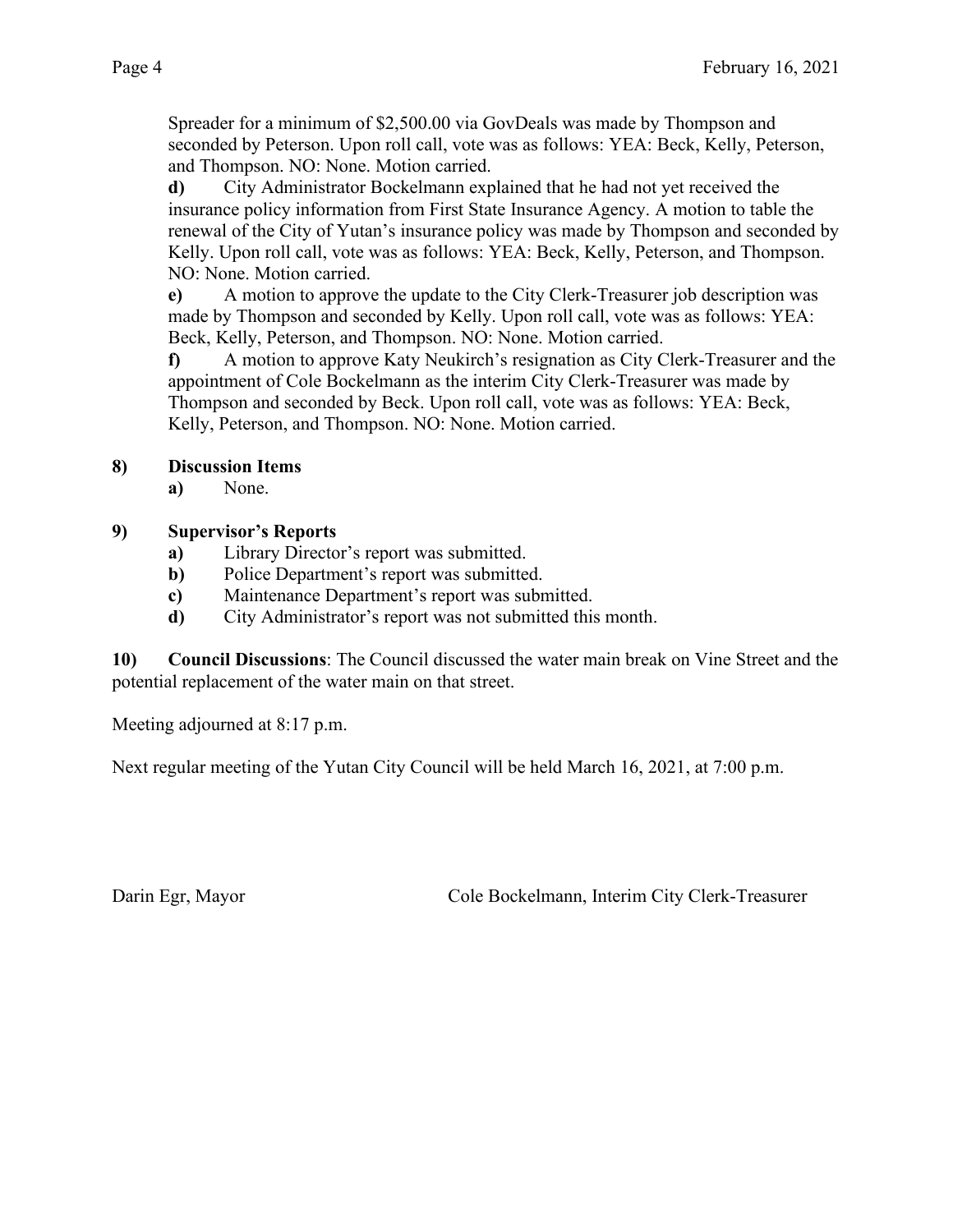Spreader for a minimum of $2,500.00 via GovDeals was made by Thompson and seconded by Peterson. Upon roll call, vote was as follows: YEA: Beck, Kelly, Peterson, and Thompson. NO: None. Motion carried.

**d)** City Administrator Bockelmann explained that he had not yet received the insurance policy information from First State Insurance Agency. A motion to table the renewal of the City of Yutan's insurance policy was made by Thompson and seconded by Kelly. Upon roll call, vote was as follows: YEA: Beck, Kelly, Peterson, and Thompson. NO: None. Motion carried.

**e)** A motion to approve the update to the City Clerk-Treasurer job description was made by Thompson and seconded by Kelly. Upon roll call, vote was as follows: YEA: Beck, Kelly, Peterson, and Thompson. NO: None. Motion carried.

**f)** A motion to approve Katy Neukirch's resignation as City Clerk-Treasurer and the appointment of Cole Bockelmann as the interim City Clerk-Treasurer was made by Thompson and seconded by Beck. Upon roll call, vote was as follows: YEA: Beck, Kelly, Peterson, and Thompson. NO: None. Motion carried.

**8) Discussion Items**

**a)** None.

**9) Supervisor's Reports**

**a)** Library Director's report was submitted.
**b)** Police Department's report was submitted.
**c)** Maintenance Department's report was submitted.
**d)** City Administrator's report was not submitted this month.

**10) Council Discussions**: The Council discussed the water main break on Vine Street and the potential replacement of the water main on that street.

Meeting adjourned at 8:17 p.m.

Next regular meeting of the Yutan City Council will be held March 16, 2021, at 7:00 p.m.

Darin Egr, Mayor

Cole Bockelmann, Interim City Clerk-Treasurer